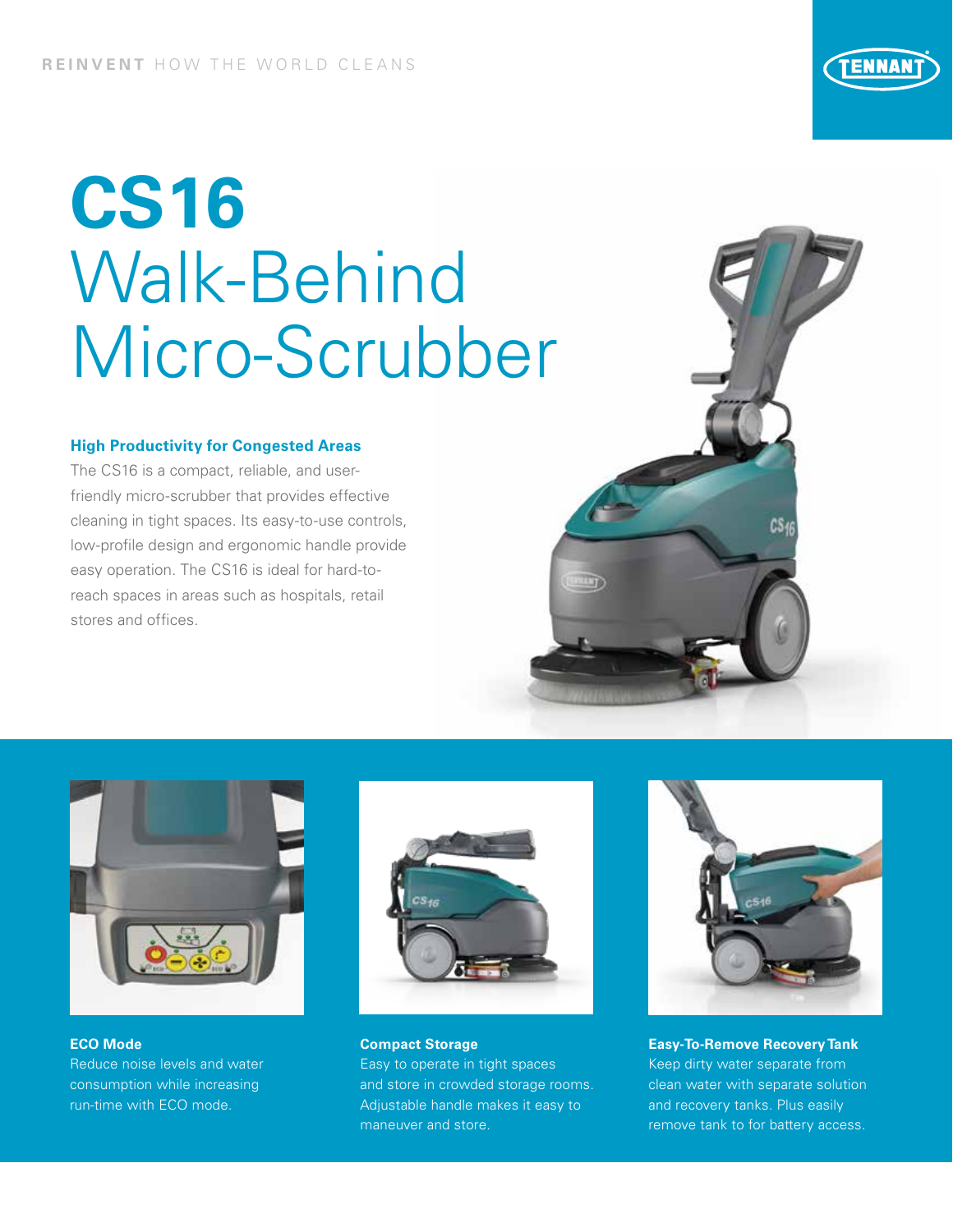**REINVENT** HOW THE WORLD CLEANS

# CS16
## Walk-Behind Micro-Scrubber

### High Productivity for Congested Areas

The CS16 is a compact, reliable, and user-friendly micro-scrubber that provides effective cleaning in tight spaces. Its easy-to-use controls, low-profile design and ergonomic handle provide easy operation. The CS16 is ideal for hard-to-reach spaces in areas such as hospitals, retail stores and offices.

**ECO Mode**
Reduce noise levels and water consumption while increasing run-time with ECO mode.

**Compact Storage**
Easy to operate in tight spaces and store in crowded storage rooms. Adjustable handle makes it easy to maneuver and store.

**Easy-To-Remove Recovery Tank**
Keep dirty water separate from clean water with separate solution and recovery tanks. Plus easily remove tank to for battery access.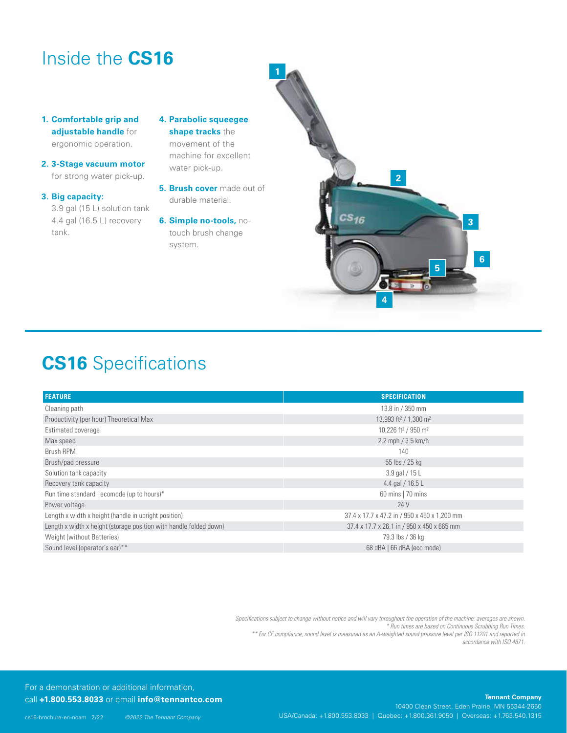# Inside the **CS16**

1. **Comfortable grip and adjustable handle** for ergonomic operation.
2. **3-Stage vacuum motor** for strong water pick-up.
3. **Big capacity:** 3.9 gal (15 L) solution tank 4.4 gal (16.5 L) recovery tank.
4. **Parabolic squeegee shape tracks** the movement of the machine for excellent water pick-up.
5. **Brush cover** made out of durable material.
6. **Simple no-tools,** no-touch brush change system.

# **CS16** Specifications

| FEATURE | SPECIFICATION |
|---|---|
| Cleaning path | 13.8 in / 350 mm |
| Productivity (per hour) Theoretical Max | 13,993 ft² / 1,300 m² |
| Estimated coverage | 10,226 ft² / 950 m² |
| Max speed | 2.2 mph / 3.5 km/h |
| Brush RPM | 140 |
| Brush/pad pressure | 55 lbs / 25 kg |
| Solution tank capacity | 3.9 gal / 15 L |
| Recovery tank capacity | 4.4 gal / 16.5 L |
| Run time standard \| ecomode (up to hours)* | 60 mins \| 70 mins |
| Power voltage | 24 V |
| Length x width x height (handle in upright position) | 37.4 x 17.7 x 47.2 in / 950 x 450 x 1,200 mm |
| Length x width x height (storage position with handle folded down) | 37.4 x 17.7 x 26.1 in / 950 x 450 x 665 mm |
| Weight (without Batteries) | 79.3 lbs / 36 kg |
| Sound level (operator's ear)** | 68 dBA \| 66 dBA (eco mode) |

*Specifications subject to change without notice and will vary throughout the operation of the machine; averages are shown.*
*\* Run times are based on Continuous Scrubbing Run Times.*
*\*\* For CE compliance, sound level is measured as an A-weighted sound pressure level per ISO 11201 and reported in accordance with ISO 4871.*

For a demonstration or additional information, call **+1.800.553.8033** or email **info@tennantco.com**

cs16-brochure-en-noam 2/22 *©2022 The Tennant Company.*

**Tennant Company**
10400 Clean Street, Eden Prairie, MN 55344-2650
USA/Canada: +1.800.553.8033 | Quebec: +1.800.361.9050 | Overseas: +1.763.540.1315